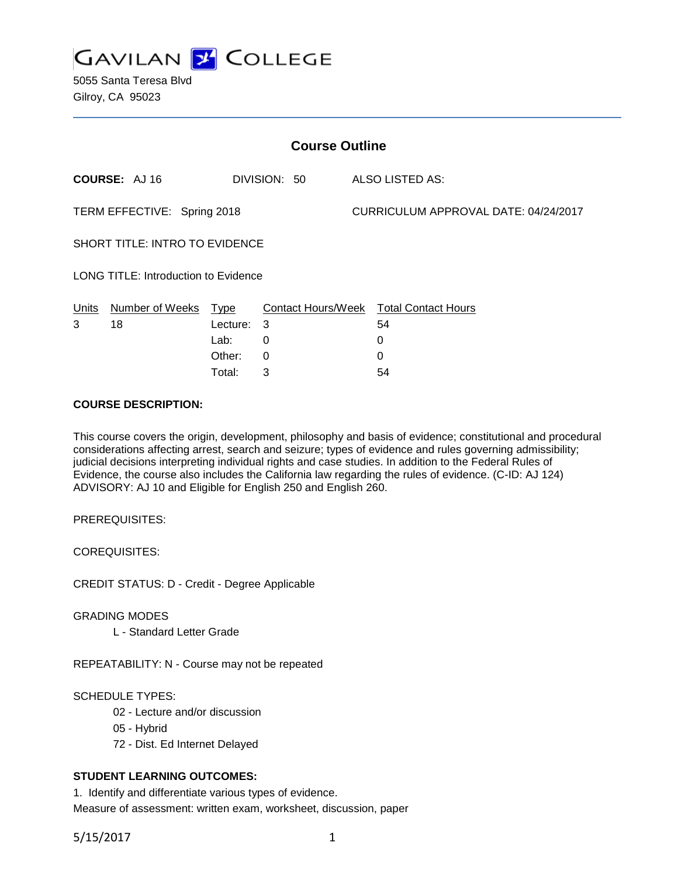# GAVILAN COLLEGE

5055 Santa Teresa Blvd
Gilroy, CA 95023

## Course Outline

**COURSE:** AJ 16 DIVISION: 50 ALSO LISTED AS:

TERM EFFECTIVE: Spring 2018 CURRICULUM APPROVAL DATE: 04/24/2017

SHORT TITLE: INTRO TO EVIDENCE

LONG TITLE: Introduction to Evidence

| Units | Number of Weeks | Type | Contact Hours/Week | Total Contact Hours |
|---|---|---|---|---|
| 3 | 18 | Lecture: | 3 | 54 |
| | | Lab: | 0 | 0 |
| | | Other: | 0 | 0 |
| | | Total: | 3 | 54 |

**COURSE DESCRIPTION:**

This course covers the origin, development, philosophy and basis of evidence; constitutional and procedural considerations affecting arrest, search and seizure; types of evidence and rules governing admissibility; judicial decisions interpreting individual rights and case studies. In addition to the Federal Rules of Evidence, the course also includes the California law regarding the rules of evidence. (C-ID: AJ 124) ADVISORY: AJ 10 and Eligible for English 250 and English 260.

PREREQUISITES:

COREQUISITES:

CREDIT STATUS: D - Credit - Degree Applicable

GRADING MODES

L - Standard Letter Grade

REPEATABILITY: N - Course may not be repeated

SCHEDULE TYPES:

02 - Lecture and/or discussion
05 - Hybrid
72 - Dist. Ed Internet Delayed

**STUDENT LEARNING OUTCOMES:**

1. Identify and differentiate various types of evidence.
Measure of assessment: written exam, worksheet, discussion, paper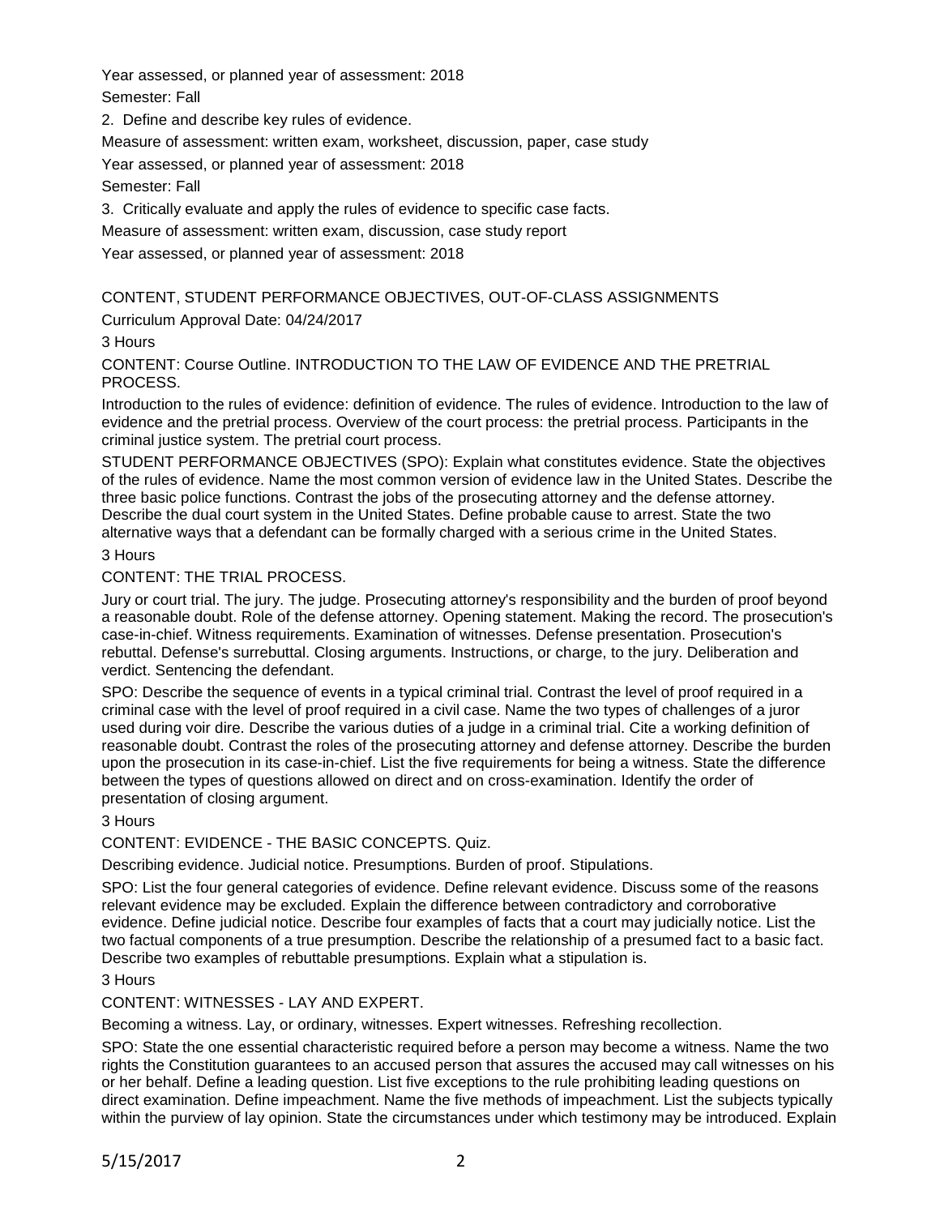Year assessed, or planned year of assessment: 2018

Semester: Fall

2. Define and describe key rules of evidence.

Measure of assessment: written exam, worksheet, discussion, paper, case study

Year assessed, or planned year of assessment: 2018

Semester: Fall

3. Critically evaluate and apply the rules of evidence to specific case facts.

Measure of assessment: written exam, discussion, case study report

Year assessed, or planned year of assessment: 2018

CONTENT, STUDENT PERFORMANCE OBJECTIVES, OUT-OF-CLASS ASSIGNMENTS

Curriculum Approval Date: 04/24/2017

3 Hours

CONTENT: Course Outline. INTRODUCTION TO THE LAW OF EVIDENCE AND THE PRETRIAL PROCESS.

Introduction to the rules of evidence: definition of evidence. The rules of evidence. Introduction to the law of evidence and the pretrial process. Overview of the court process: the pretrial process. Participants in the criminal justice system. The pretrial court process.

STUDENT PERFORMANCE OBJECTIVES (SPO): Explain what constitutes evidence. State the objectives of the rules of evidence. Name the most common version of evidence law in the United States. Describe the three basic police functions. Contrast the jobs of the prosecuting attorney and the defense attorney. Describe the dual court system in the United States. Define probable cause to arrest. State the two alternative ways that a defendant can be formally charged with a serious crime in the United States.

3 Hours

CONTENT: THE TRIAL PROCESS.

Jury or court trial. The jury. The judge. Prosecuting attorney's responsibility and the burden of proof beyond a reasonable doubt. Role of the defense attorney. Opening statement. Making the record. The prosecution's case-in-chief. Witness requirements. Examination of witnesses. Defense presentation. Prosecution's rebuttal. Defense's surrebuttal. Closing arguments. Instructions, or charge, to the jury. Deliberation and verdict. Sentencing the defendant.

SPO: Describe the sequence of events in a typical criminal trial. Contrast the level of proof required in a criminal case with the level of proof required in a civil case. Name the two types of challenges of a juror used during voir dire. Describe the various duties of a judge in a criminal trial. Cite a working definition of reasonable doubt. Contrast the roles of the prosecuting attorney and defense attorney. Describe the burden upon the prosecution in its case-in-chief. List the five requirements for being a witness. State the difference between the types of questions allowed on direct and on cross-examination. Identify the order of presentation of closing argument.

3 Hours

CONTENT: EVIDENCE - THE BASIC CONCEPTS. Quiz.

Describing evidence. Judicial notice. Presumptions. Burden of proof. Stipulations.

SPO: List the four general categories of evidence. Define relevant evidence. Discuss some of the reasons relevant evidence may be excluded. Explain the difference between contradictory and corroborative evidence. Define judicial notice. Describe four examples of facts that a court may judicially notice. List the two factual components of a true presumption. Describe the relationship of a presumed fact to a basic fact. Describe two examples of rebuttable presumptions. Explain what a stipulation is.

3 Hours

CONTENT: WITNESSES - LAY AND EXPERT.

Becoming a witness. Lay, or ordinary, witnesses. Expert witnesses. Refreshing recollection.

SPO: State the one essential characteristic required before a person may become a witness. Name the two rights the Constitution guarantees to an accused person that assures the accused may call witnesses on his or her behalf. Define a leading question. List five exceptions to the rule prohibiting leading questions on direct examination. Define impeachment. Name the five methods of impeachment. List the subjects typically within the purview of lay opinion. State the circumstances under which testimony may be introduced. Explain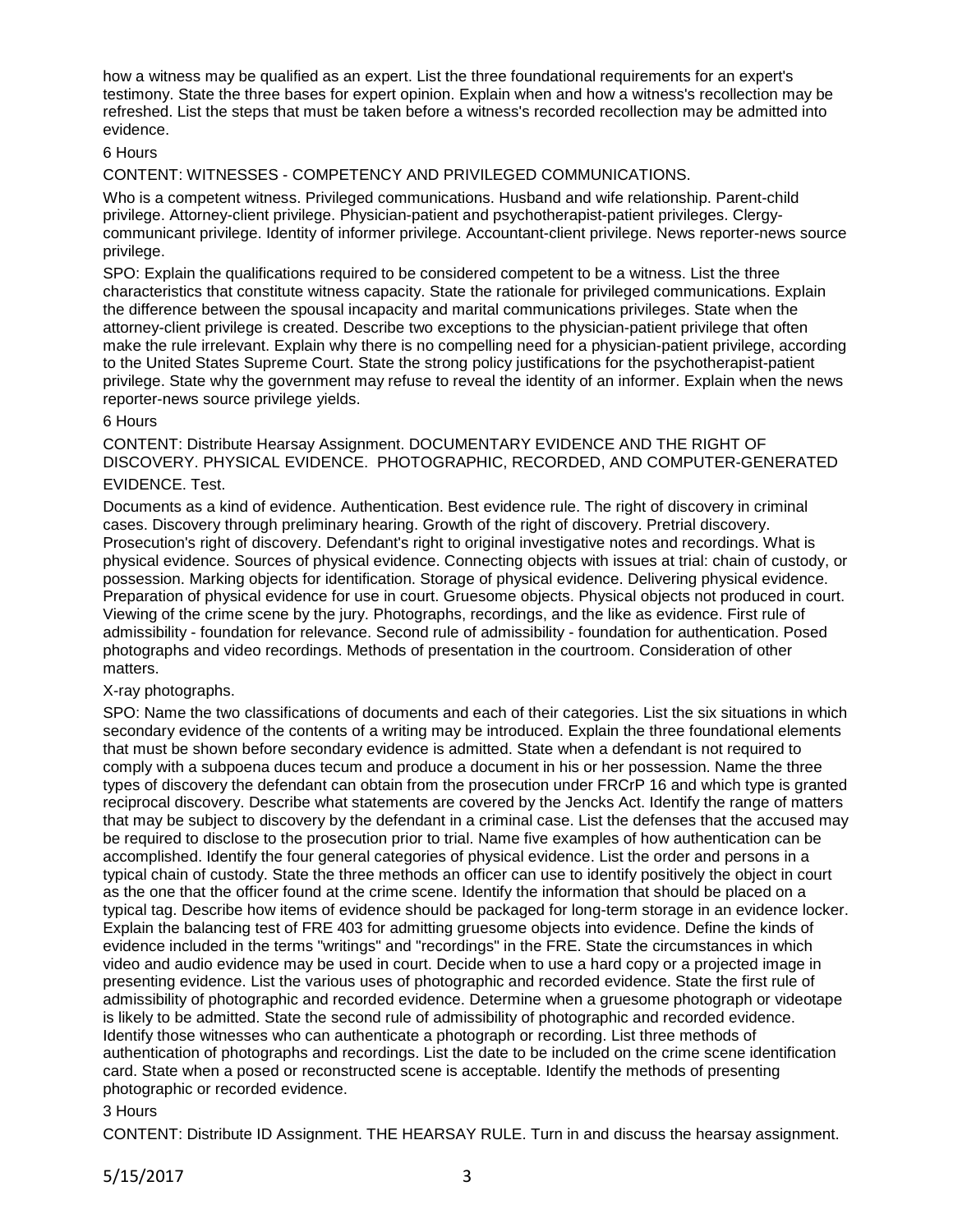how a witness may be qualified as an expert. List the three foundational requirements for an expert's testimony. State the three bases for expert opinion. Explain when and how a witness's recollection may be refreshed. List the steps that must be taken before a witness's recorded recollection may be admitted into evidence.

6 Hours

CONTENT: WITNESSES - COMPETENCY AND PRIVILEGED COMMUNICATIONS.

Who is a competent witness. Privileged communications. Husband and wife relationship. Parent-child privilege. Attorney-client privilege. Physician-patient and psychotherapist-patient privileges. Clergy-communicant privilege. Identity of informer privilege. Accountant-client privilege. News reporter-news source privilege.

SPO: Explain the qualifications required to be considered competent to be a witness. List the three characteristics that constitute witness capacity. State the rationale for privileged communications. Explain the difference between the spousal incapacity and marital communications privileges. State when the attorney-client privilege is created. Describe two exceptions to the physician-patient privilege that often make the rule irrelevant. Explain why there is no compelling need for a physician-patient privilege, according to the United States Supreme Court. State the strong policy justifications for the psychotherapist-patient privilege. State why the government may refuse to reveal the identity of an informer. Explain when the news reporter-news source privilege yields.

6 Hours

CONTENT: Distribute Hearsay Assignment. DOCUMENTARY EVIDENCE AND THE RIGHT OF DISCOVERY. PHYSICAL EVIDENCE. PHOTOGRAPHIC, RECORDED, AND COMPUTER-GENERATED EVIDENCE. Test.

Documents as a kind of evidence. Authentication. Best evidence rule. The right of discovery in criminal cases. Discovery through preliminary hearing. Growth of the right of discovery. Pretrial discovery. Prosecution's right of discovery. Defendant's right to original investigative notes and recordings. What is physical evidence. Sources of physical evidence. Connecting objects with issues at trial: chain of custody, or possession. Marking objects for identification. Storage of physical evidence. Delivering physical evidence. Preparation of physical evidence for use in court. Gruesome objects. Physical objects not produced in court. Viewing of the crime scene by the jury. Photographs, recordings, and the like as evidence. First rule of admissibility - foundation for relevance. Second rule of admissibility - foundation for authentication. Posed photographs and video recordings. Methods of presentation in the courtroom. Consideration of other matters.

X-ray photographs.

SPO: Name the two classifications of documents and each of their categories. List the six situations in which secondary evidence of the contents of a writing may be introduced. Explain the three foundational elements that must be shown before secondary evidence is admitted. State when a defendant is not required to comply with a subpoena duces tecum and produce a document in his or her possession. Name the three types of discovery the defendant can obtain from the prosecution under FRCrP 16 and which type is granted reciprocal discovery. Describe what statements are covered by the Jencks Act. Identify the range of matters that may be subject to discovery by the defendant in a criminal case. List the defenses that the accused may be required to disclose to the prosecution prior to trial. Name five examples of how authentication can be accomplished. Identify the four general categories of physical evidence. List the order and persons in a typical chain of custody. State the three methods an officer can use to identify positively the object in court as the one that the officer found at the crime scene. Identify the information that should be placed on a typical tag. Describe how items of evidence should be packaged for long-term storage in an evidence locker. Explain the balancing test of FRE 403 for admitting gruesome objects into evidence. Define the kinds of evidence included in the terms "writings" and "recordings" in the FRE. State the circumstances in which video and audio evidence may be used in court. Decide when to use a hard copy or a projected image in presenting evidence. List the various uses of photographic and recorded evidence. State the first rule of admissibility of photographic and recorded evidence. Determine when a gruesome photograph or videotape is likely to be admitted. State the second rule of admissibility of photographic and recorded evidence. Identify those witnesses who can authenticate a photograph or recording. List three methods of authentication of photographs and recordings. List the date to be included on the crime scene identification card. State when a posed or reconstructed scene is acceptable. Identify the methods of presenting photographic or recorded evidence.

3 Hours

CONTENT: Distribute ID Assignment. THE HEARSAY RULE. Turn in and discuss the hearsay assignment.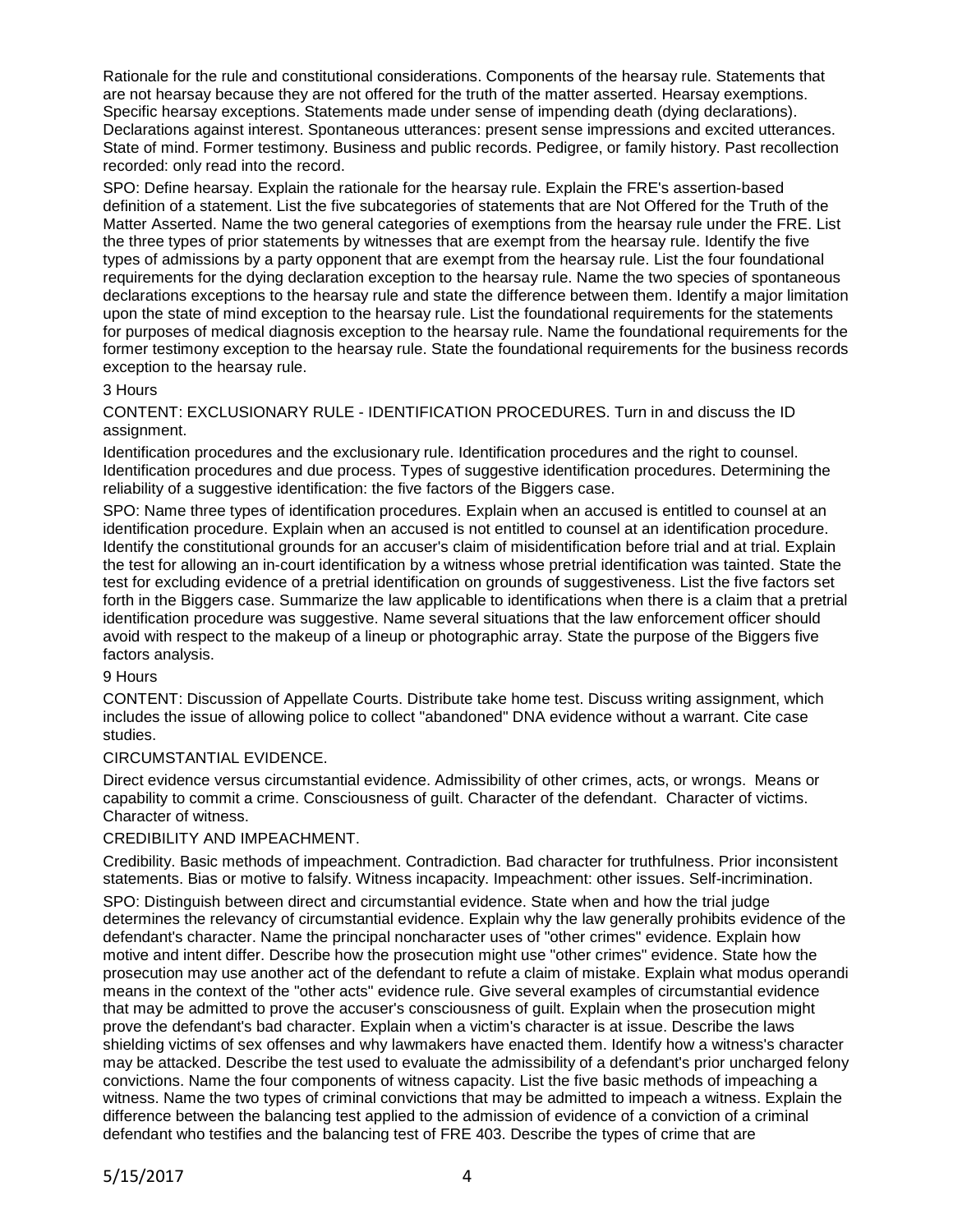Rationale for the rule and constitutional considerations. Components of the hearsay rule. Statements that are not hearsay because they are not offered for the truth of the matter asserted. Hearsay exemptions. Specific hearsay exceptions. Statements made under sense of impending death (dying declarations). Declarations against interest. Spontaneous utterances: present sense impressions and excited utterances. State of mind. Former testimony. Business and public records. Pedigree, or family history. Past recollection recorded: only read into the record.

SPO: Define hearsay. Explain the rationale for the hearsay rule. Explain the FRE's assertion-based definition of a statement. List the five subcategories of statements that are Not Offered for the Truth of the Matter Asserted. Name the two general categories of exemptions from the hearsay rule under the FRE. List the three types of prior statements by witnesses that are exempt from the hearsay rule. Identify the five types of admissions by a party opponent that are exempt from the hearsay rule. List the four foundational requirements for the dying declaration exception to the hearsay rule. Name the two species of spontaneous declarations exceptions to the hearsay rule and state the difference between them. Identify a major limitation upon the state of mind exception to the hearsay rule. List the foundational requirements for the statements for purposes of medical diagnosis exception to the hearsay rule. Name the foundational requirements for the former testimony exception to the hearsay rule. State the foundational requirements for the business records exception to the hearsay rule.

3 Hours

CONTENT: EXCLUSIONARY RULE - IDENTIFICATION PROCEDURES. Turn in and discuss the ID assignment.

Identification procedures and the exclusionary rule. Identification procedures and the right to counsel. Identification procedures and due process. Types of suggestive identification procedures. Determining the reliability of a suggestive identification: the five factors of the Biggers case.

SPO: Name three types of identification procedures. Explain when an accused is entitled to counsel at an identification procedure. Explain when an accused is not entitled to counsel at an identification procedure. Identify the constitutional grounds for an accuser's claim of misidentification before trial and at trial. Explain the test for allowing an in-court identification by a witness whose pretrial identification was tainted. State the test for excluding evidence of a pretrial identification on grounds of suggestiveness. List the five factors set forth in the Biggers case. Summarize the law applicable to identifications when there is a claim that a pretrial identification procedure was suggestive. Name several situations that the law enforcement officer should avoid with respect to the makeup of a lineup or photographic array. State the purpose of the Biggers five factors analysis.

9 Hours

CONTENT: Discussion of Appellate Courts. Distribute take home test. Discuss writing assignment, which includes the issue of allowing police to collect "abandoned" DNA evidence without a warrant. Cite case studies.

CIRCUMSTANTIAL EVIDENCE.

Direct evidence versus circumstantial evidence. Admissibility of other crimes, acts, or wrongs. Means or capability to commit a crime. Consciousness of guilt. Character of the defendant. Character of victims. Character of witness.

CREDIBILITY AND IMPEACHMENT.

Credibility. Basic methods of impeachment. Contradiction. Bad character for truthfulness. Prior inconsistent statements. Bias or motive to falsify. Witness incapacity. Impeachment: other issues. Self-incrimination.

SPO: Distinguish between direct and circumstantial evidence. State when and how the trial judge determines the relevancy of circumstantial evidence. Explain why the law generally prohibits evidence of the defendant's character. Name the principal noncharacter uses of "other crimes" evidence. Explain how motive and intent differ. Describe how the prosecution might use "other crimes" evidence. State how the prosecution may use another act of the defendant to refute a claim of mistake. Explain what modus operandi means in the context of the "other acts" evidence rule. Give several examples of circumstantial evidence that may be admitted to prove the accuser's consciousness of guilt. Explain when the prosecution might prove the defendant's bad character. Explain when a victim's character is at issue. Describe the laws shielding victims of sex offenses and why lawmakers have enacted them. Identify how a witness's character may be attacked. Describe the test used to evaluate the admissibility of a defendant's prior uncharged felony convictions. Name the four components of witness capacity. List the five basic methods of impeaching a witness. Name the two types of criminal convictions that may be admitted to impeach a witness. Explain the difference between the balancing test applied to the admission of evidence of a conviction of a criminal defendant who testifies and the balancing test of FRE 403. Describe the types of crime that are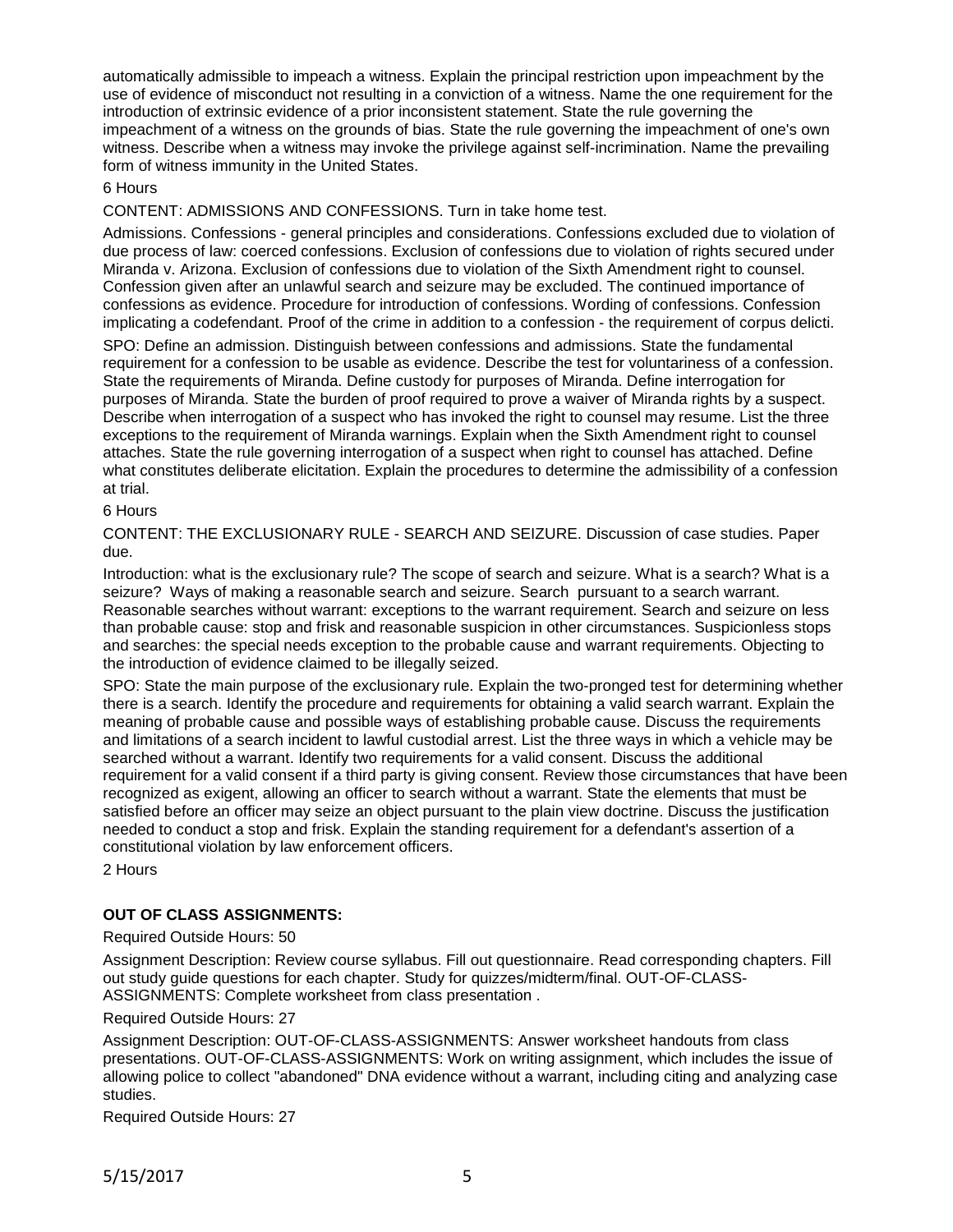automatically admissible to impeach a witness. Explain the principal restriction upon impeachment by the use of evidence of misconduct not resulting in a conviction of a witness. Name the one requirement for the introduction of extrinsic evidence of a prior inconsistent statement. State the rule governing the impeachment of a witness on the grounds of bias. State the rule governing the impeachment of one's own witness. Describe when a witness may invoke the privilege against self-incrimination. Name the prevailing form of witness immunity in the United States.

6 Hours

CONTENT: ADMISSIONS AND CONFESSIONS. Turn in take home test.

Admissions. Confessions - general principles and considerations. Confessions excluded due to violation of due process of law: coerced confessions. Exclusion of confessions due to violation of rights secured under Miranda v. Arizona. Exclusion of confessions due to violation of the Sixth Amendment right to counsel. Confession given after an unlawful search and seizure may be excluded. The continued importance of confessions as evidence. Procedure for introduction of confessions. Wording of confessions. Confession implicating a codefendant. Proof of the crime in addition to a confession - the requirement of corpus delicti.

SPO: Define an admission. Distinguish between confessions and admissions. State the fundamental requirement for a confession to be usable as evidence. Describe the test for voluntariness of a confession. State the requirements of Miranda. Define custody for purposes of Miranda. Define interrogation for purposes of Miranda. State the burden of proof required to prove a waiver of Miranda rights by a suspect. Describe when interrogation of a suspect who has invoked the right to counsel may resume. List the three exceptions to the requirement of Miranda warnings. Explain when the Sixth Amendment right to counsel attaches. State the rule governing interrogation of a suspect when right to counsel has attached. Define what constitutes deliberate elicitation. Explain the procedures to determine the admissibility of a confession at trial.

6 Hours

CONTENT: THE EXCLUSIONARY RULE - SEARCH AND SEIZURE. Discussion of case studies. Paper due.

Introduction: what is the exclusionary rule? The scope of search and seizure. What is a search? What is a seizure? Ways of making a reasonable search and seizure. Search pursuant to a search warrant. Reasonable searches without warrant: exceptions to the warrant requirement. Search and seizure on less than probable cause: stop and frisk and reasonable suspicion in other circumstances. Suspicionless stops and searches: the special needs exception to the probable cause and warrant requirements. Objecting to the introduction of evidence claimed to be illegally seized.

SPO: State the main purpose of the exclusionary rule. Explain the two-pronged test for determining whether there is a search. Identify the procedure and requirements for obtaining a valid search warrant. Explain the meaning of probable cause and possible ways of establishing probable cause. Discuss the requirements and limitations of a search incident to lawful custodial arrest. List the three ways in which a vehicle may be searched without a warrant. Identify two requirements for a valid consent. Discuss the additional requirement for a valid consent if a third party is giving consent. Review those circumstances that have been recognized as exigent, allowing an officer to search without a warrant. State the elements that must be satisfied before an officer may seize an object pursuant to the plain view doctrine. Discuss the justification needed to conduct a stop and frisk. Explain the standing requirement for a defendant's assertion of a constitutional violation by law enforcement officers.

2 Hours

**OUT OF CLASS ASSIGNMENTS:**

Required Outside Hours: 50

Assignment Description: Review course syllabus. Fill out questionnaire. Read corresponding chapters. Fill out study guide questions for each chapter. Study for quizzes/midterm/final. OUT-OF-CLASS-ASSIGNMENTS: Complete worksheet from class presentation .

Required Outside Hours: 27

Assignment Description: OUT-OF-CLASS-ASSIGNMENTS: Answer worksheet handouts from class presentations. OUT-OF-CLASS-ASSIGNMENTS: Work on writing assignment, which includes the issue of allowing police to collect "abandoned" DNA evidence without a warrant, including citing and analyzing case studies.

Required Outside Hours: 27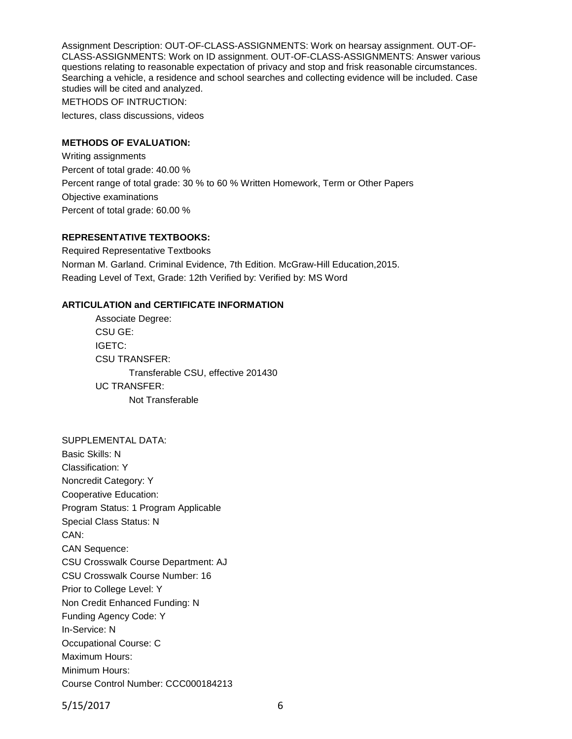Assignment Description: OUT-OF-CLASS-ASSIGNMENTS: Work on hearsay assignment. OUT-OF-CLASS-ASSIGNMENTS: Work on ID assignment. OUT-OF-CLASS-ASSIGNMENTS: Answer various questions relating to reasonable expectation of privacy and stop and frisk reasonable circumstances. Searching a vehicle, a residence and school searches and collecting evidence will be included. Case studies will be cited and analyzed.

METHODS OF INTRUCTION:

lectures, class discussions, videos

**METHODS OF EVALUATION:**

Writing assignments

Percent of total grade: 40.00 %

Percent range of total grade: 30 % to 60 % Written Homework, Term or Other Papers

Objective examinations

Percent of total grade: 60.00 %

**REPRESENTATIVE TEXTBOOKS:**

Required Representative Textbooks

Norman M. Garland. Criminal Evidence, 7th Edition. McGraw-Hill Education,2015.

Reading Level of Text, Grade: 12th Verified by: Verified by: MS Word

**ARTICULATION and CERTIFICATE INFORMATION**

Associate Degree:

CSU GE:

IGETC:

CSU TRANSFER:

Transferable CSU, effective 201430

UC TRANSFER:

Not Transferable

SUPPLEMENTAL DATA:

Basic Skills: N

Classification: Y

Noncredit Category: Y

Cooperative Education:

Program Status: 1 Program Applicable

Special Class Status: N

CAN:

CAN Sequence:

CSU Crosswalk Course Department: AJ

CSU Crosswalk Course Number: 16

Prior to College Level: Y

Non Credit Enhanced Funding: N

Funding Agency Code: Y

In-Service: N

Occupational Course: C

Maximum Hours:

Minimum Hours:

Course Control Number: CCC000184213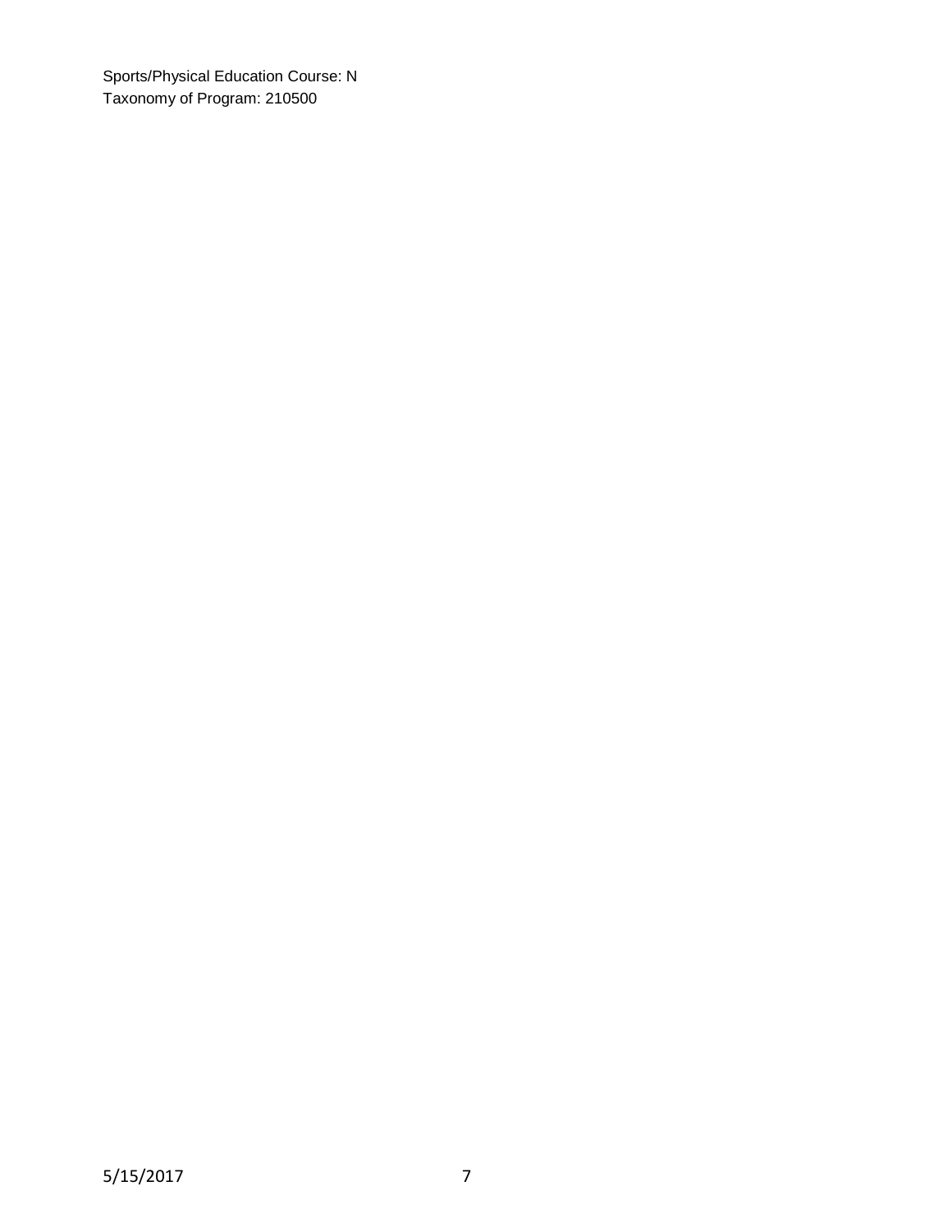Sports/Physical Education Course: N
Taxonomy of Program: 210500